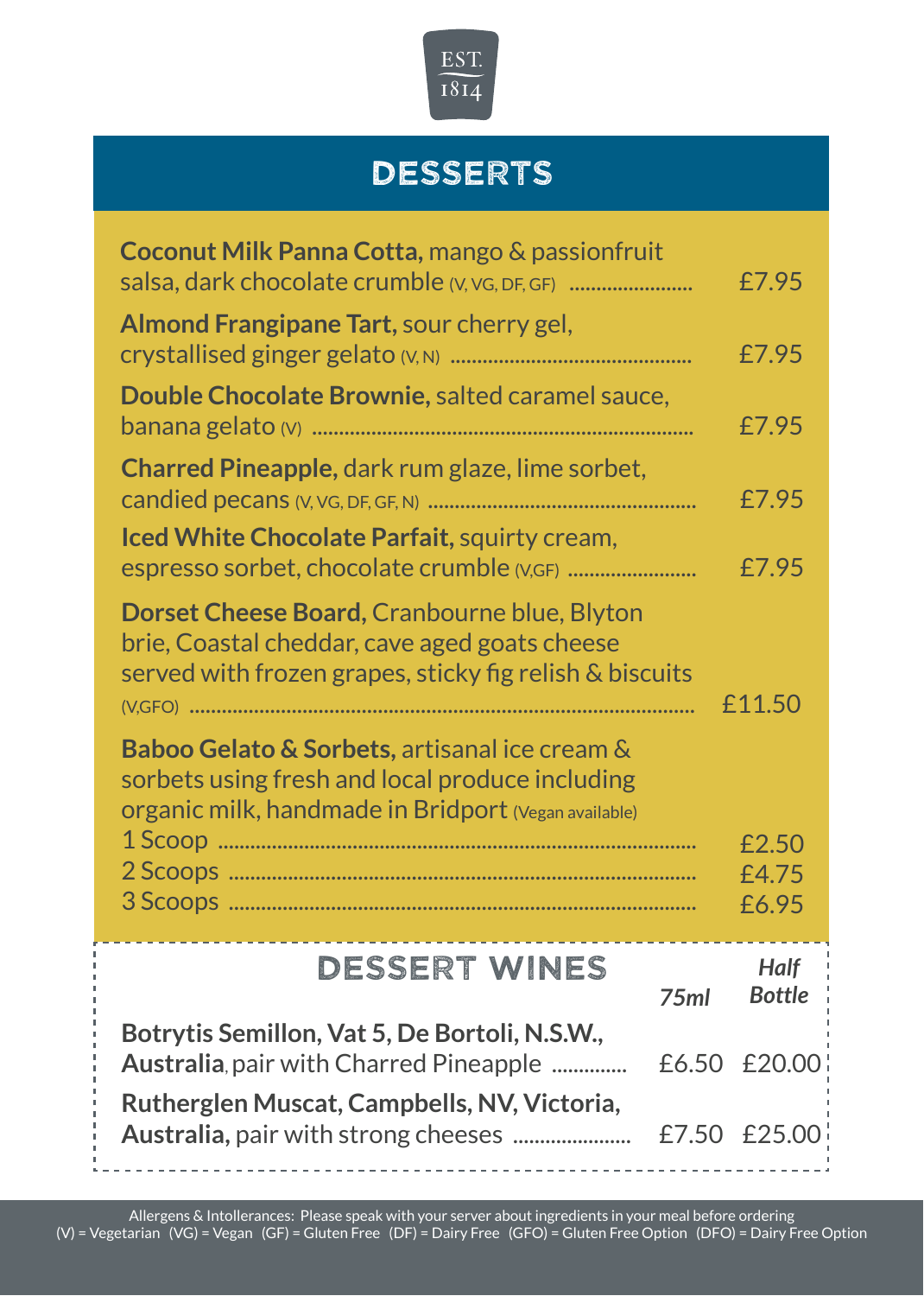EST. 1814

# DESSERTS

**Coconut Milk Panna Cotta,** mango & passionfruit salsa, dark chocolate crumble (V, VG, DF, GF) ........ £7.95

**Almond Frangipane Tart,** sour cherry gel, crystallised ginger gelato (V, N) ........ £7.95

**Double Chocolate Brownie,** salted caramel sauce, banana gelato (V) ........ £7.95

**Charred Pineapple,** dark rum glaze, lime sorbet, candied pecans (V, VG, DF, GF, N) ........ £7.95

**Iced White Chocolate Parfait,** squirty cream, espresso sorbet, chocolate crumble (V,GF) ........ £7.95

**Dorset Cheese Board,** Cranbourne blue, Blyton brie, Coastal cheddar, cave aged goats cheese served with frozen grapes, sticky fig relish & biscuits (V,GFO) ........ £11.50

**Baboo Gelato & Sorbets,** artisanal ice cream & sorbets using fresh and local produce including organic milk, handmade in Bridport (Vegan available)

| | |
|---|---|
| 1 Scoop | £2.50 |
| 2 Scoops | £4.75 |
| 3 Scoops | £6.95 |

## DESSERT WINES

| | *75ml* | *Half Bottle* |
|---|---|---|
| **Botrytis Semillon, Vat 5, De Bortoli, N.S.W., Australia**, pair with Charred Pineapple | £6.50 | £20.00 |
| **Rutherglen Muscat, Campbells, NV, Victoria, Australia,** pair with strong cheeses | £7.50 | £25.00 |

Allergens & Intollerances: Please speak with your server about ingredients in your meal before ordering
(V) = Vegetarian (VG) = Vegan (GF) = Gluten Free (DF) = Dairy Free (GFO) = Gluten Free Option (DFO) = Dairy Free Option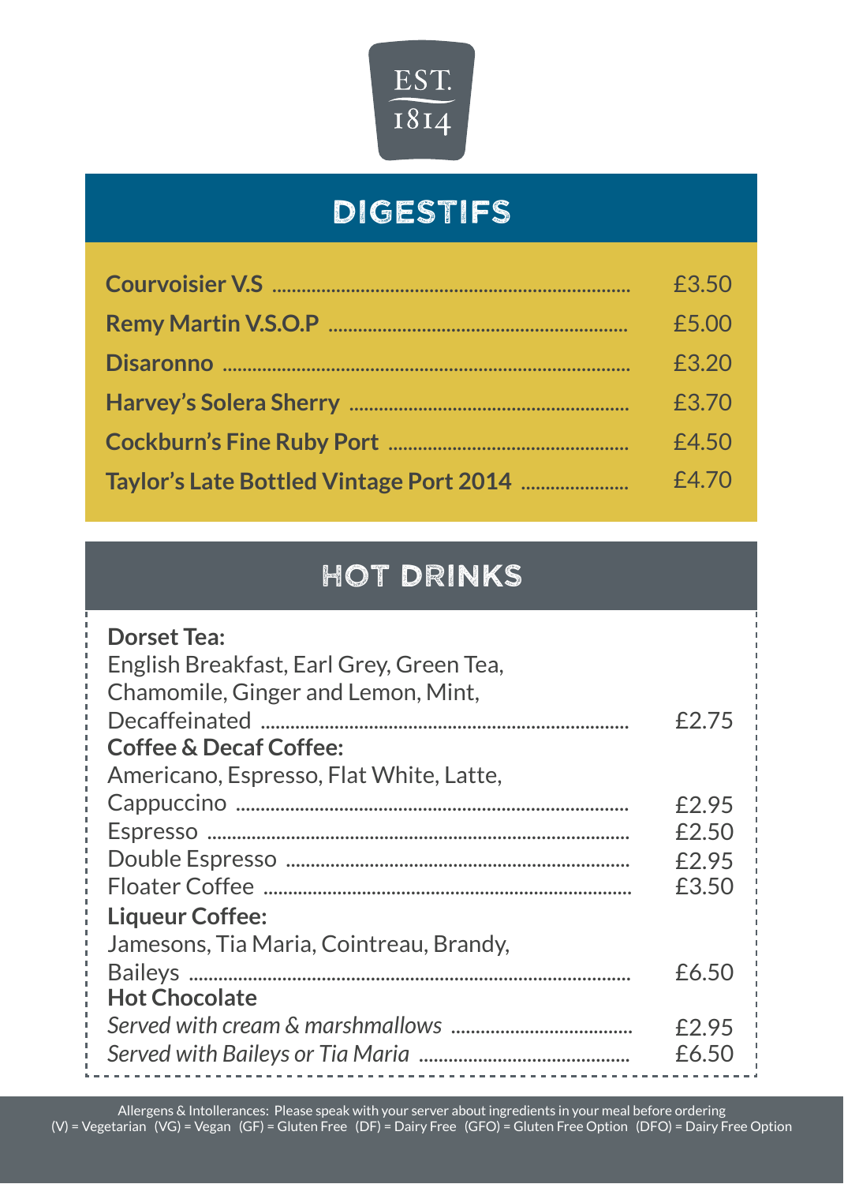EST. 1814

## DIGESTIFS

| | |
|---|---|
| **Courvoisier V.S** | £3.50 |
| **Remy Martin V.S.O.P** | £5.00 |
| **Disaronno** | £3.20 |
| **Harvey's Solera Sherry** | £3.70 |
| **Cockburn's Fine Ruby Port** | £4.50 |
| **Taylor's Late Bottled Vintage Port 2014** | £4.70 |

## HOT DRINKS

| | |
|---|---|
| **Dorset Tea:** English Breakfast, Earl Grey, Green Tea, Chamomile, Ginger and Lemon, Mint, Decaffeinated | £2.75 |
| **Coffee & Decaf Coffee:** Americano, Espresso, Flat White, Latte, Cappuccino | £2.95 |
| Espresso | £2.50 |
| Double Espresso | £2.95 |
| Floater Coffee | £3.50 |
| **Liqueur Coffee:** Jamesons, Tia Maria, Cointreau, Brandy, Baileys | £6.50 |
| **Hot Chocolate** | |
| *Served with cream & marshmallows* | £2.95 |
| *Served with Baileys or Tia Maria* | £6.50 |

Allergens & Intollerances: Please speak with your server about ingredients in your meal before ordering
(V) = Vegetarian (VG) = Vegan (GF) = Gluten Free (DF) = Dairy Free (GFO) = Gluten Free Option (DFO) = Dairy Free Option